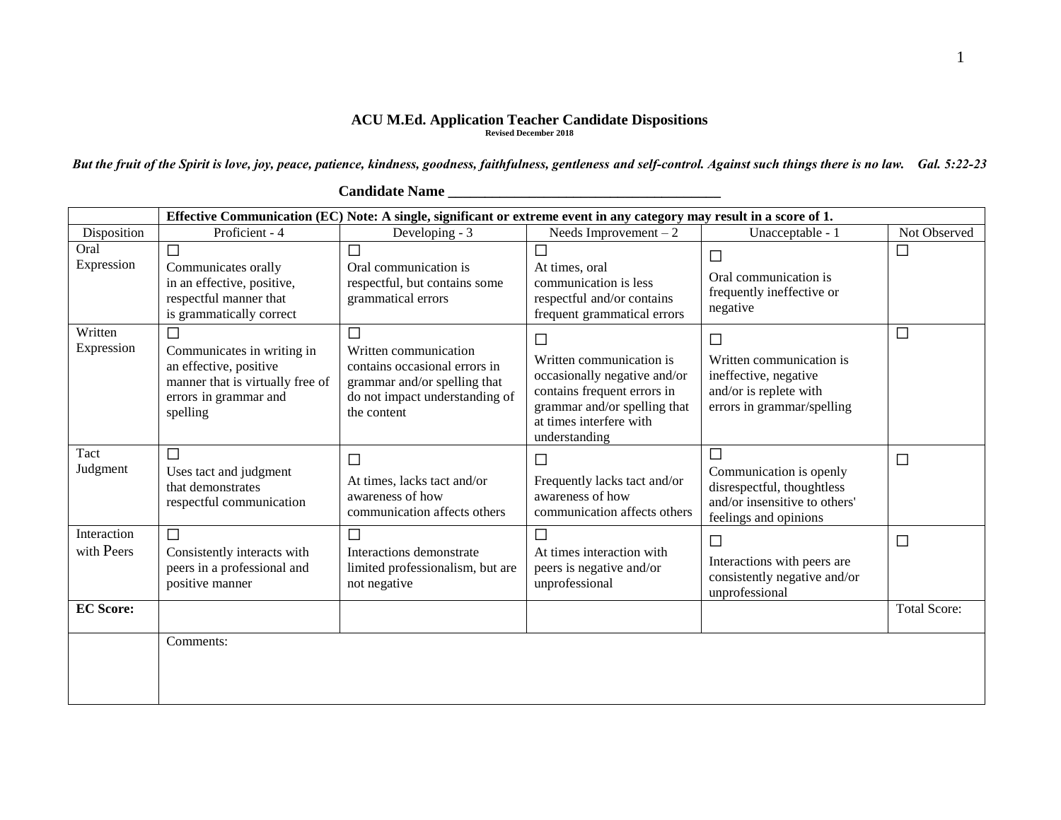**ACU M.Ed. Application Teacher Candidate Dispositions**

**Revised December 2018**

***But the fruit of the Spirit is love, joy, peace, patience, kindness, goodness, faithfulness, gentleness and self-control. Against such things there is no law. Gal. 5:22-23***

**Candidate Name \_\_\_\_\_\_\_\_\_\_\_\_\_\_\_\_\_\_\_\_\_\_\_\_\_\_\_\_\_\_\_\_\_\_\_\_**

| | **Effective Communication (EC) Note: A single, significant or extreme event in any category may result in a score of 1.** | | | | |
|---|---|---|---|---|---|
| Disposition | Proficient - 4 | Developing - 3 | Needs Improvement – 2 | Unacceptable - 1 | Not Observed |
| Oral Expression | ☐ Communicates orally in an effective, positive, respectful manner that is grammatically correct | ☐ Oral communication is respectful, but contains some grammatical errors | ☐ At times, oral communication is less respectful and/or contains frequent grammatical errors | ☐ Oral communication is frequently ineffective or negative | ☐ |
| Written Expression | ☐ Communicates in writing in an effective, positive manner that is virtually free of errors in grammar and spelling | ☐ Written communication contains occasional errors in grammar and/or spelling that do not impact understanding of the content | ☐ Written communication is occasionally negative and/or contains frequent errors in grammar and/or spelling that at times interfere with understanding | ☐ Written communication is ineffective, negative and/or is replete with errors in grammar/spelling | ☐ |
| Tact Judgment | ☐ Uses tact and judgment that demonstrates respectful communication | ☐ At times, lacks tact and/or awareness of how communication affects others | ☐ Frequently lacks tact and/or awareness of how communication affects others | ☐ Communication is openly disrespectful, thoughtless and/or insensitive to others' feelings and opinions | ☐ |
| Interaction with Peers | ☐ Consistently interacts with peers in a professional and positive manner | ☐ Interactions demonstrate limited professionalism, but are not negative | ☐ At times interaction with peers is negative and/or unprofessional | ☐ Interactions with peers are consistently negative and/or unprofessional | ☐ |
| **EC Score:** | | | | | Total Score: |
| | Comments: | | | | |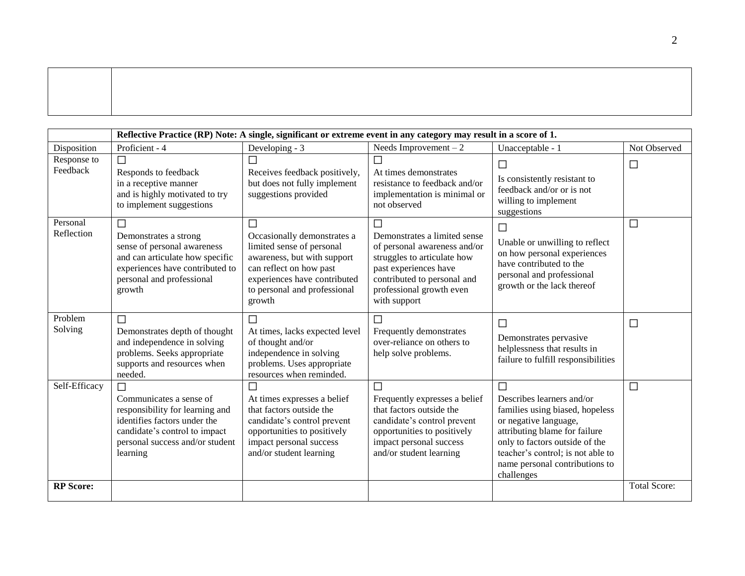| | |
|---|---|
| | |

| | Reflective Practice (RP) Note: A single, significant or extreme event in any category may result in a score of 1. | | | | |
|---|---|---|---|---|---|
| Disposition | Proficient - 4 | Developing - 3 | Needs Improvement – 2 | Unacceptable - 1 | Not Observed |
| Response to Feedback | ☐ Responds to feedback in a receptive manner and is highly motivated to try to implement suggestions | ☐ Receives feedback positively, but does not fully implement suggestions provided | ☐ At times demonstrates resistance to feedback and/or implementation is minimal or not observed | ☐ Is consistently resistant to feedback and/or or is not willing to implement suggestions | ☐ |
| Personal Reflection | ☐ Demonstrates a strong sense of personal awareness and can articulate how specific experiences have contributed to personal and professional growth | ☐ Occasionally demonstrates a limited sense of personal awareness, but with support can reflect on how past experiences have contributed to personal and professional growth | ☐ Demonstrates a limited sense of personal awareness and/or struggles to articulate how past experiences have contributed to personal and professional growth even with support | ☐ Unable or unwilling to reflect on how personal experiences have contributed to the personal and professional growth or the lack thereof | ☐ |
| Problem Solving | ☐ Demonstrates depth of thought and independence in solving problems. Seeks appropriate supports and resources when needed. | ☐ At times, lacks expected level of thought and/or independence in solving problems. Uses appropriate resources when reminded. | ☐ Frequently demonstrates over-reliance on others to help solve problems. | ☐ Demonstrates pervasive helplessness that results in failure to fulfill responsibilities | ☐ |
| Self-Efficacy | ☐ Communicates a sense of responsibility for learning and identifies factors under the candidate's control to impact personal success and/or student learning | ☐ At times expresses a belief that factors outside the candidate's control prevent opportunities to positively impact personal success and/or student learning | ☐ Frequently expresses a belief that factors outside the candidate's control prevent opportunities to positively impact personal success and/or student learning | ☐ Describes learners and/or families using biased, hopeless or negative language, attributing blame for failure only to factors outside of the teacher's control; is not able to name personal contributions to challenges | ☐ |
| **RP Score:** | | | | | Total Score: |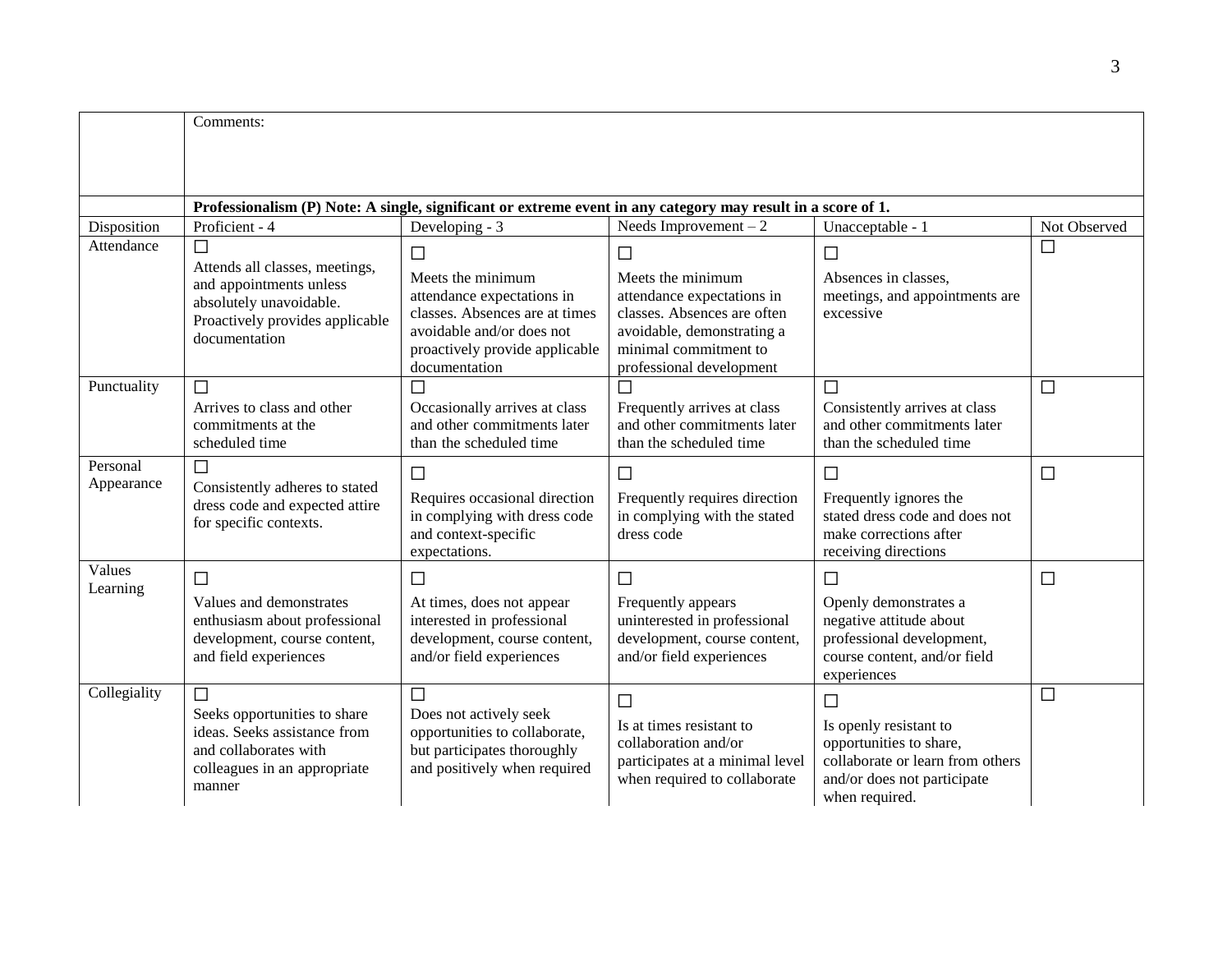|  | Comments: | | | | |
|---|---|---|---|---|---|
|  | **Professionalism (P) Note: A single, significant or extreme event in any category may result in a score of 1.** | | | | |
| Disposition | Proficient - 4 | Developing - 3 | Needs Improvement – 2 | Unacceptable - 1 | Not Observed |
| Attendance | ☐ Attends all classes, meetings, and appointments unless absolutely unavoidable. Proactively provides applicable documentation | ☐ Meets the minimum attendance expectations in classes. Absences are at times avoidable and/or does not proactively provide applicable documentation | ☐ Meets the minimum attendance expectations in classes. Absences are often avoidable, demonstrating a minimal commitment to professional development | ☐ Absences in classes, meetings, and appointments are excessive | ☐ |
| Punctuality | ☐ Arrives to class and other commitments at the scheduled time | ☐ Occasionally arrives at class and other commitments later than the scheduled time | ☐ Frequently arrives at class and other commitments later than the scheduled time | ☐ Consistently arrives at class and other commitments later than the scheduled time | ☐ |
| Personal Appearance | ☐ Consistently adheres to stated dress code and expected attire for specific contexts. | ☐ Requires occasional direction in complying with dress code and context-specific expectations. | ☐ Frequently requires direction in complying with the stated dress code | ☐ Frequently ignores the stated dress code and does not make corrections after receiving directions | ☐ |
| Values Learning | ☐ Values and demonstrates enthusiasm about professional development, course content, and field experiences | ☐ At times, does not appear interested in professional development, course content, and/or field experiences | ☐ Frequently appears uninterested in professional development, course content, and/or field experiences | ☐ Openly demonstrates a negative attitude about professional development, course content, and/or field experiences | ☐ |
| Collegiality | ☐ Seeks opportunities to share ideas. Seeks assistance from and collaborates with colleagues in an appropriate manner | ☐ Does not actively seek opportunities to collaborate, but participates thoroughly and positively when required | ☐ Is at times resistant to collaboration and/or participates at a minimal level when required to collaborate | ☐ Is openly resistant to opportunities to share, collaborate or learn from others and/or does not participate when required. | ☐ |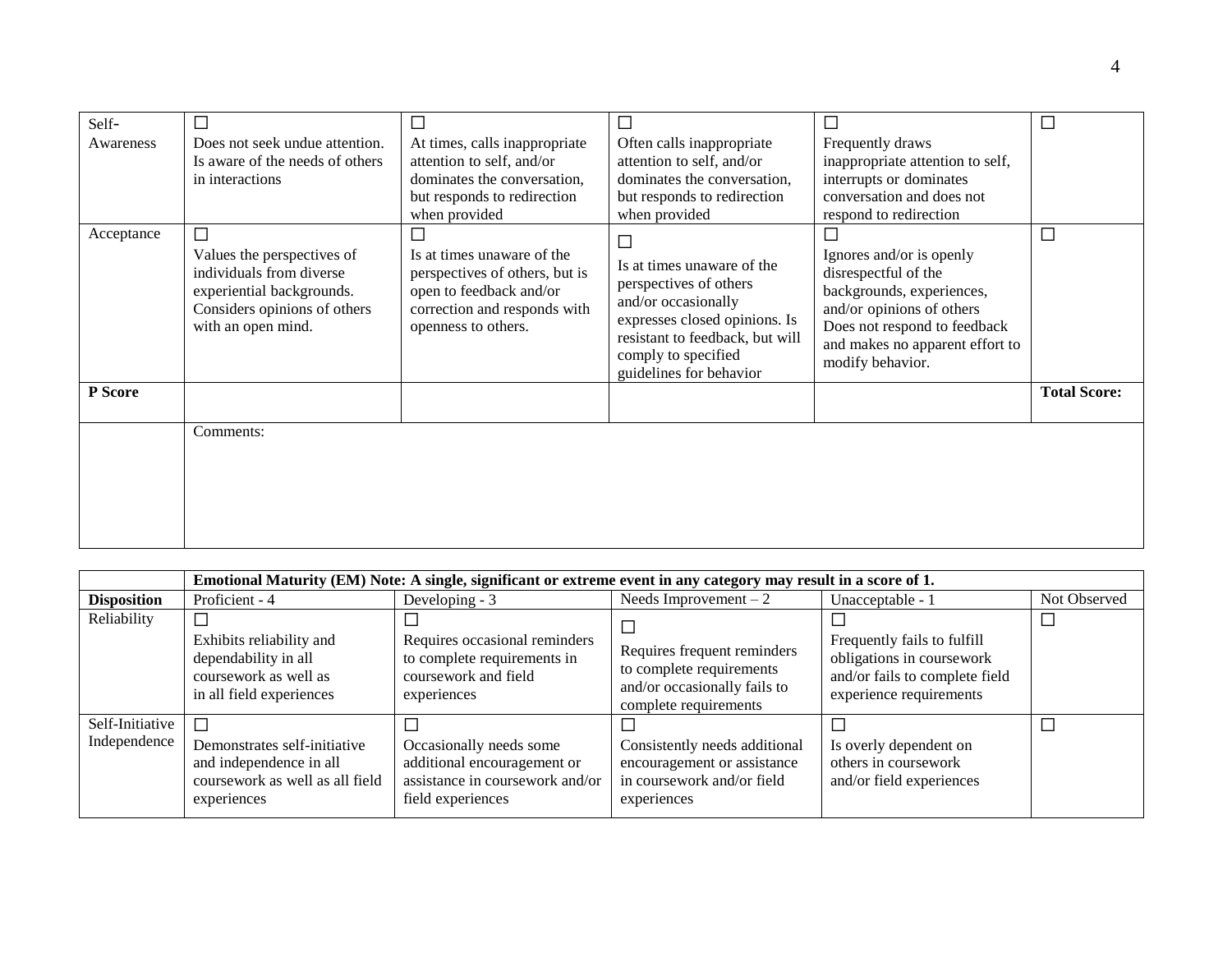| Self-Awareness | ☐ Does not seek undue attention. Is aware of the needs of others in interactions | ☐ At times, calls inappropriate attention to self, and/or dominates the conversation, but responds to redirection when provided | ☐ Often calls inappropriate attention to self, and/or dominates the conversation, but responds to redirection when provided | ☐ Frequently draws inappropriate attention to self, interrupts or dominates conversation and does not respond to redirection | ☐ |
|---|---|---|---|---|---|
| Acceptance | ☐ Values the perspectives of individuals from diverse experiential backgrounds. Considers opinions of others with an open mind. | ☐ Is at times unaware of the perspectives of others, but is open to feedback and/or correction and responds with openness to others. | ☐ Is at times unaware of the perspectives of others and/or occasionally expresses closed opinions. Is resistant to feedback, but will comply to specified guidelines for behavior | ☐ Ignores and/or is openly disrespectful of the backgrounds, experiences, and/or opinions of others Does not respond to feedback and makes no apparent effort to modify behavior. | ☐ |
| **P Score** | | | | | **Total Score:** |
| | Comments: | | | | |

| | **Emotional Maturity (EM) Note: A single, significant or extreme event in any category may result in a score of 1.** | | | | |
|---|---|---|---|---|---|
| **Disposition** | Proficient - 4 | Developing - 3 | Needs Improvement – 2 | Unacceptable - 1 | Not Observed |
| Reliability | ☐ Exhibits reliability and dependability in all coursework as well as in all field experiences | ☐ Requires occasional reminders to complete requirements in coursework and field experiences | ☐ Requires frequent reminders to complete requirements and/or occasionally fails to complete requirements | ☐ Frequently fails to fulfill obligations in coursework and/or fails to complete field experience requirements | ☐ |
| Self-Initiative Independence | ☐ Demonstrates self-initiative and independence in all coursework as well as all field experiences | ☐ Occasionally needs some additional encouragement or assistance in coursework and/or field experiences | ☐ Consistently needs additional encouragement or assistance in coursework and/or field experiences | ☐ Is overly dependent on others in coursework and/or field experiences | ☐ |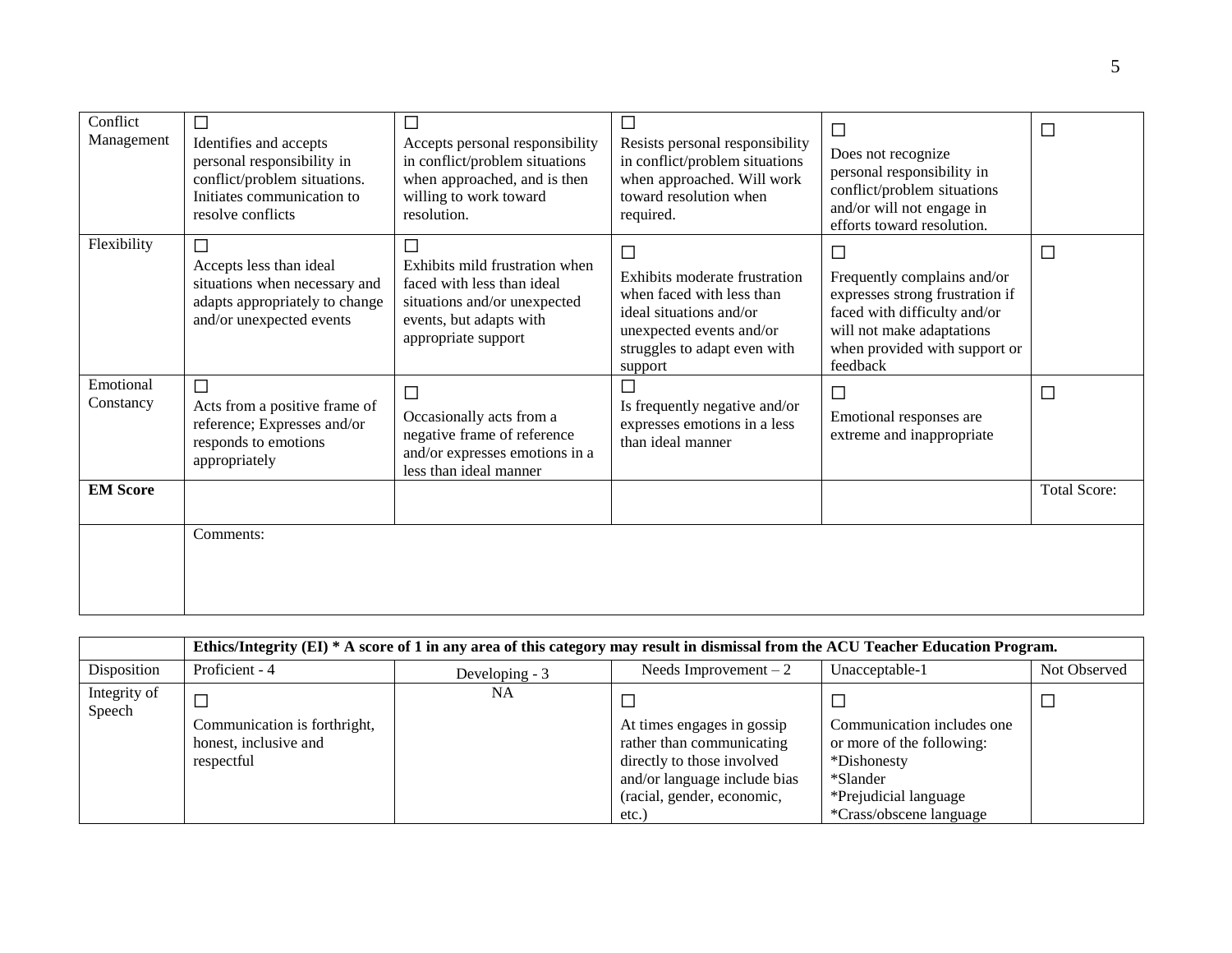| Conflict Management | ☐ Identifies and accepts personal responsibility in conflict/problem situations. Initiates communication to resolve conflicts | ☐ Accepts personal responsibility in conflict/problem situations when approached, and is then willing to work toward resolution. | ☐ Resists personal responsibility in conflict/problem situations when approached. Will work toward resolution when required. | ☐ Does not recognize personal responsibility in conflict/problem situations and/or will not engage in efforts toward resolution. | ☐ |
|---|---|---|---|---|---|
| Flexibility | ☐ Accepts less than ideal situations when necessary and adapts appropriately to change and/or unexpected events | ☐ Exhibits mild frustration when faced with less than ideal situations and/or unexpected events, but adapts with appropriate support | ☐ Exhibits moderate frustration when faced with less than ideal situations and/or unexpected events and/or struggles to adapt even with support | ☐ Frequently complains and/or expresses strong frustration if faced with difficulty and/or will not make adaptations when provided with support or feedback | ☐ |
| Emotional Constancy | ☐ Acts from a positive frame of reference; Expresses and/or responds to emotions appropriately | ☐ Occasionally acts from a negative frame of reference and/or expresses emotions in a less than ideal manner | ☐ Is frequently negative and/or expresses emotions in a less than ideal manner | ☐ Emotional responses are extreme and inappropriate | ☐ |
| **EM Score** | | | | | Total Score: |
| | Comments: | | | | |

| | **Ethics/Integrity (EI) * A score of 1 in any area of this category may result in dismissal from the ACU Teacher Education Program.** | | | | |
|---|---|---|---|---|---|
| Disposition | Proficient - 4 | Developing - 3 | Needs Improvement – 2 | Unacceptable-1 | Not Observed |
| Integrity of Speech | ☐ Communication is forthright, honest, inclusive and respectful | NA | ☐ At times engages in gossip rather than communicating directly to those involved and/or language include bias (racial, gender, economic, etc.) | ☐ Communication includes one or more of the following: *Dishonesty *Slander *Prejudicial language *Crass/obscene language | ☐ |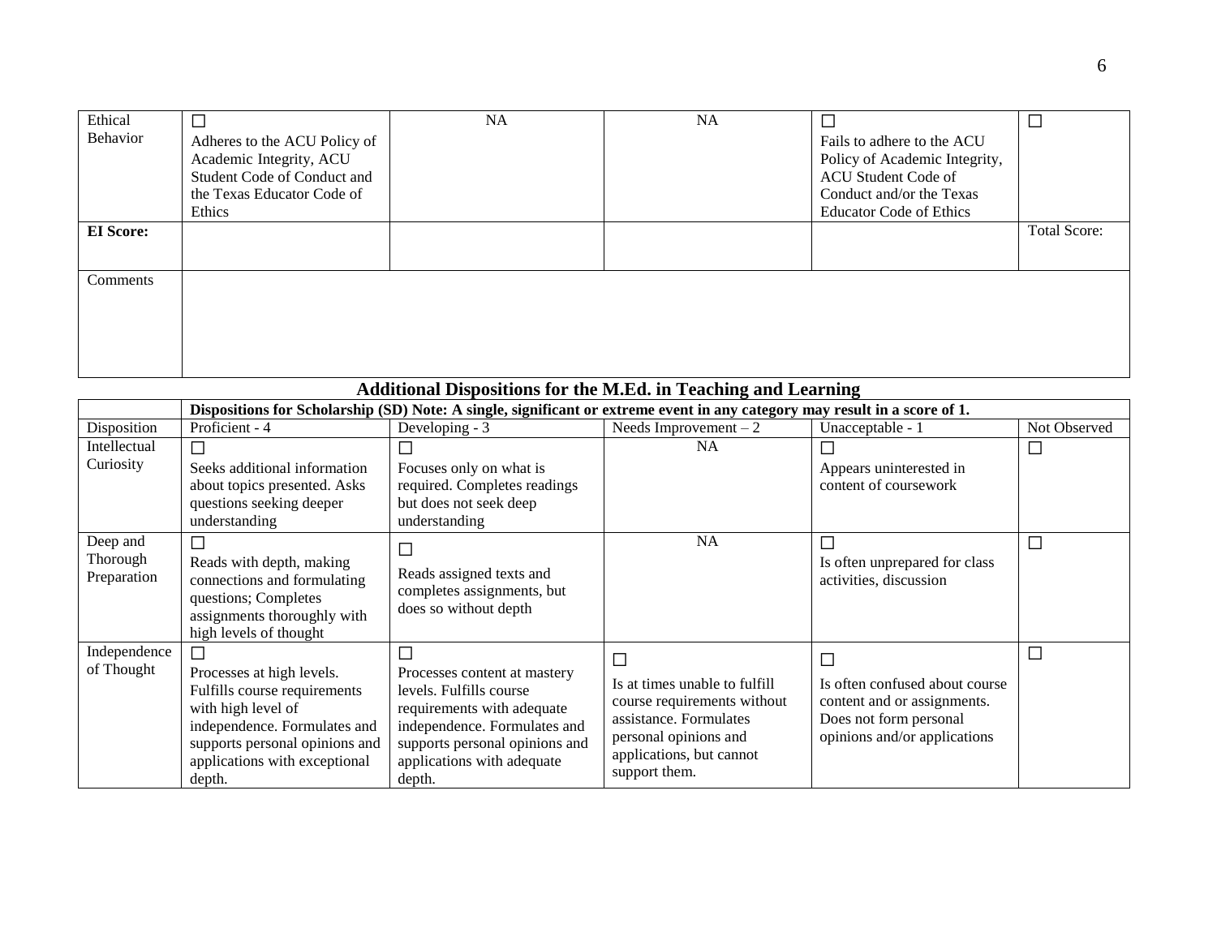| Ethical Behavior | ☐ Adheres to the ACU Policy of Academic Integrity, ACU Student Code of Conduct and the Texas Educator Code of Ethics | NA | NA | ☐ Fails to adhere to the ACU Policy of Academic Integrity, ACU Student Code of Conduct and/or the Texas Educator Code of Ethics | ☐ |
|---|---|---|---|---|---|
| **EI Score:** | | | | | Total Score: |
| Comments | | | | | |

## Additional Dispositions for the M.Ed. in Teaching and Learning

| | **Dispositions for Scholarship (SD) Note: A single, significant or extreme event in any category may result in a score of 1.** | | | | |
|---|---|---|---|---|---|
| Disposition | Proficient - 4 | Developing - 3 | Needs Improvement – 2 | Unacceptable - 1 | Not Observed |
| Intellectual Curiosity | ☐ Seeks additional information about topics presented. Asks questions seeking deeper understanding | ☐ Focuses only on what is required. Completes readings but does not seek deep understanding | NA | ☐ Appears uninterested in content of coursework | ☐ |
| Deep and Thorough Preparation | ☐ Reads with depth, making connections and formulating questions; Completes assignments thoroughly with high levels of thought | ☐ Reads assigned texts and completes assignments, but does so without depth | NA | ☐ Is often unprepared for class activities, discussion | ☐ |
| Independence of Thought | ☐ Processes at high levels. Fulfills course requirements with high level of independence. Formulates and supports personal opinions and applications with exceptional depth. | ☐ Processes content at mastery levels. Fulfills course requirements with adequate independence. Formulates and supports personal opinions and applications with adequate depth. | ☐ Is at times unable to fulfill course requirements without assistance. Formulates personal opinions and applications, but cannot support them. | ☐ Is often confused about course content and or assignments. Does not form personal opinions and/or applications | ☐ |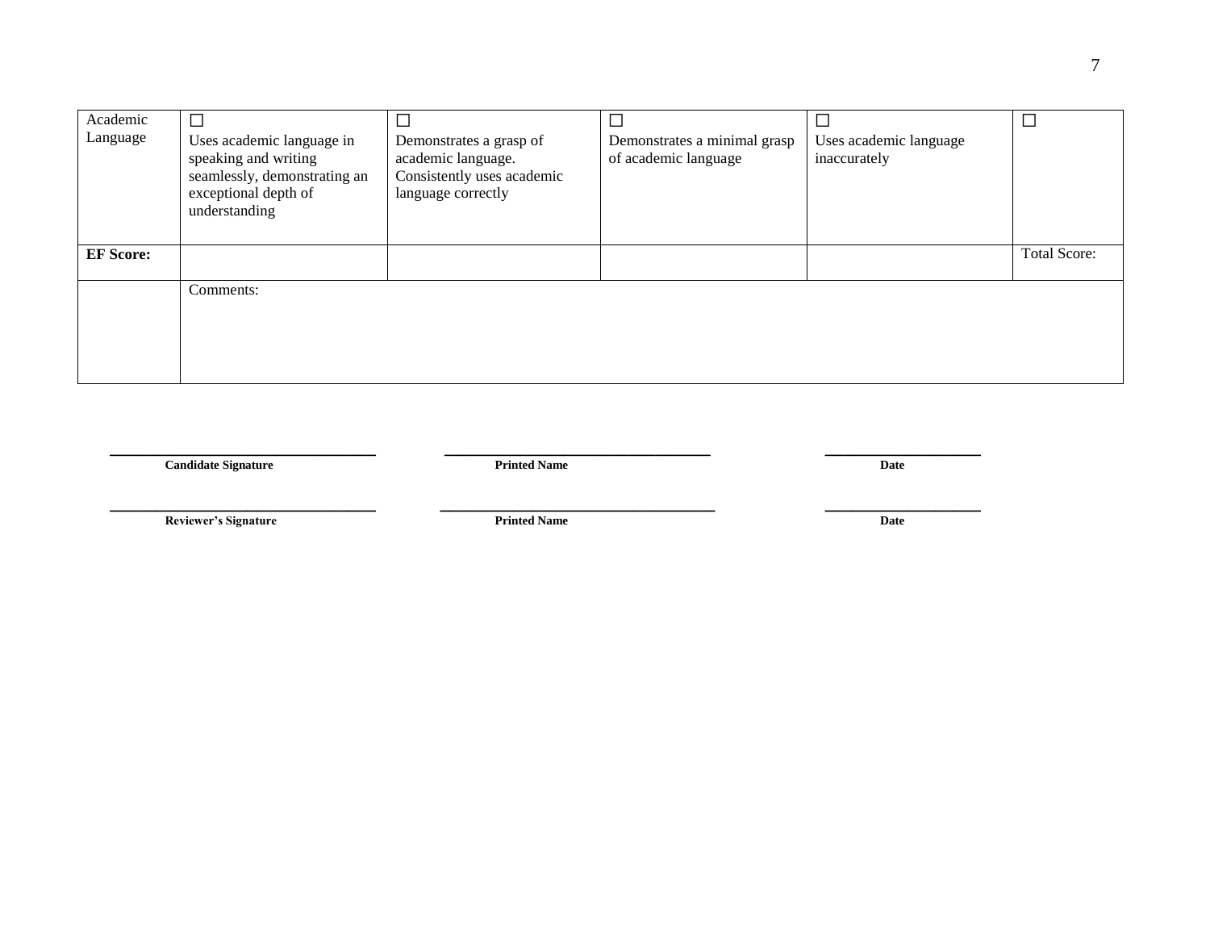| | | | | | |
|---|---|---|---|---|---|
| Academic Language | ☐ Uses academic language in speaking and writing seamlessly, demonstrating an exceptional depth of understanding | ☐ Demonstrates a grasp of academic language. Consistently uses academic language correctly | ☐ Demonstrates a minimal grasp of academic language | ☐ Uses academic language inaccurately | ☐ |
| **EF Score:** | | | | | Total Score: |
| | Comments: | | | | |

___________________________________ ___________________________________ ____________________

**Candidate Signature** **Printed Name** **Date**

___________________________________ ___________________________________ ____________________

**Reviewer's Signature** **Printed Name** **Date**